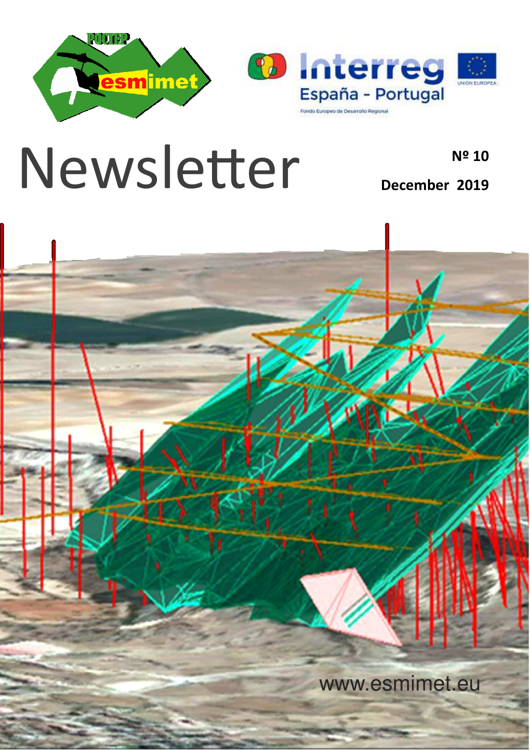# Newsletter

**Nº 10**

**December 2019**

www.esmimet.eu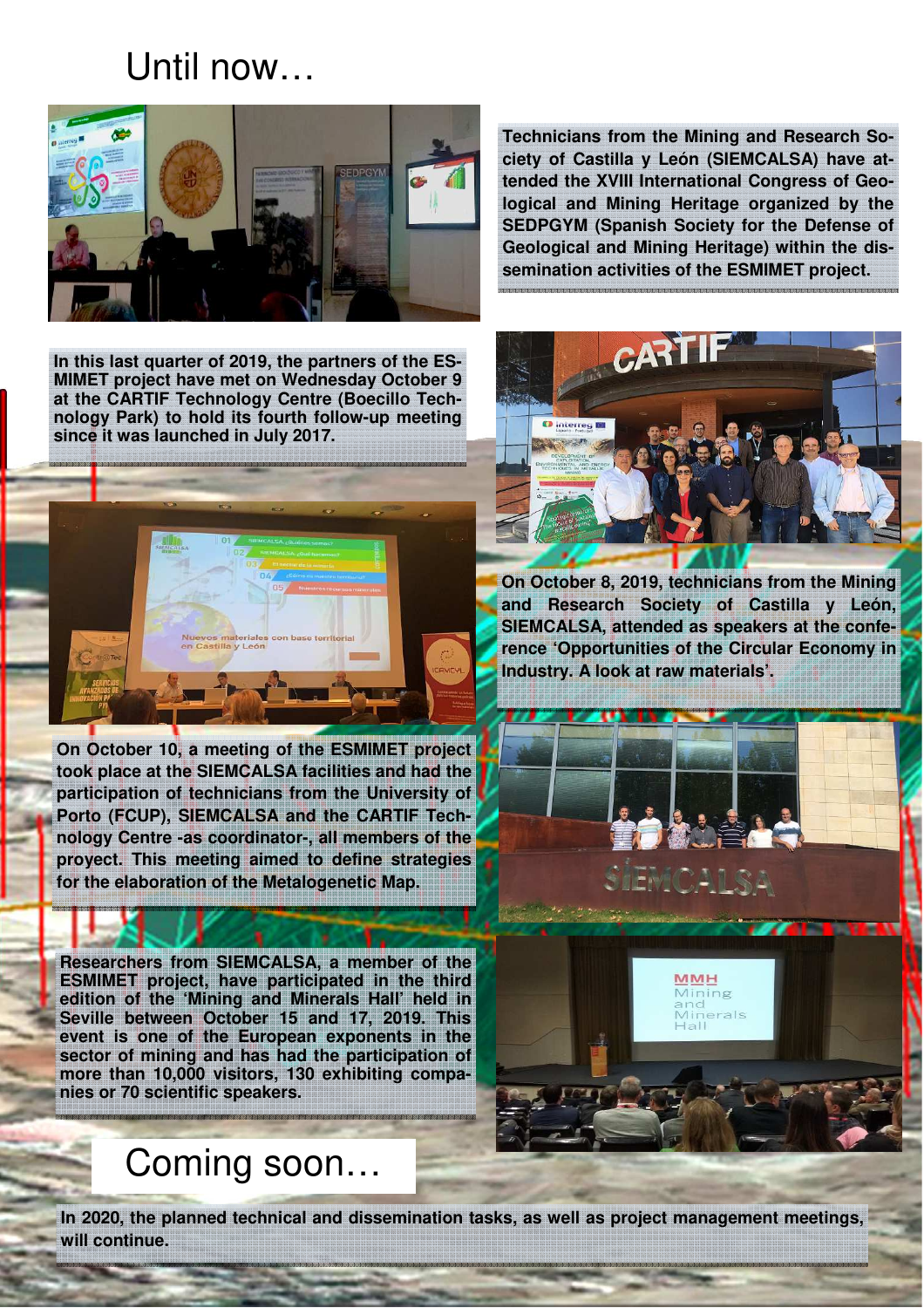# Until now…

**Technicians from the Mining and Research Society of Castilla y León (SIEMCALSA) have attended the XVIII International Congress of Geological and Mining Heritage organized by the SEDPGYM (Spanish Society for the Defense of Geological and Mining Heritage) within the dissemination activities of the ESMIMET project.**

**In this last quarter of 2019, the partners of the ESMIMET project have met on Wednesday October 9 at the CARTIF Technology Centre (Boecillo Technology Park) to hold its fourth follow-up meeting since it was launched in July 2017.**

**On October 8, 2019, technicians from the Mining and Research Society of Castilla y León, SIEMCALSA, attended as speakers at the conference 'Opportunities of the Circular Economy in Industry. A look at raw materials'.**

**On October 10, a meeting of the ESMIMET project took place at the SIEMCALSA facilities and had the participation of technicians from the University of Porto (FCUP), SIEMCALSA and the CARTIF Technology Centre -as coordinator-, all members of the proyect. This meeting aimed to define strategies for the elaboration of the Metalogenetic Map.**

**Researchers from SIEMCALSA, a member of the ESMIMET project, have participated in the third edition of the 'Mining and Minerals Hall' held in Seville between October 15 and 17, 2019. This event is one of the European exponents in the sector of mining and has had the participation of more than 10,000 visitors, 130 exhibiting companies or 70 scientific speakers.**

# Coming soon…

**In 2020, the planned technical and dissemination tasks, as well as project management meetings, will continue.**